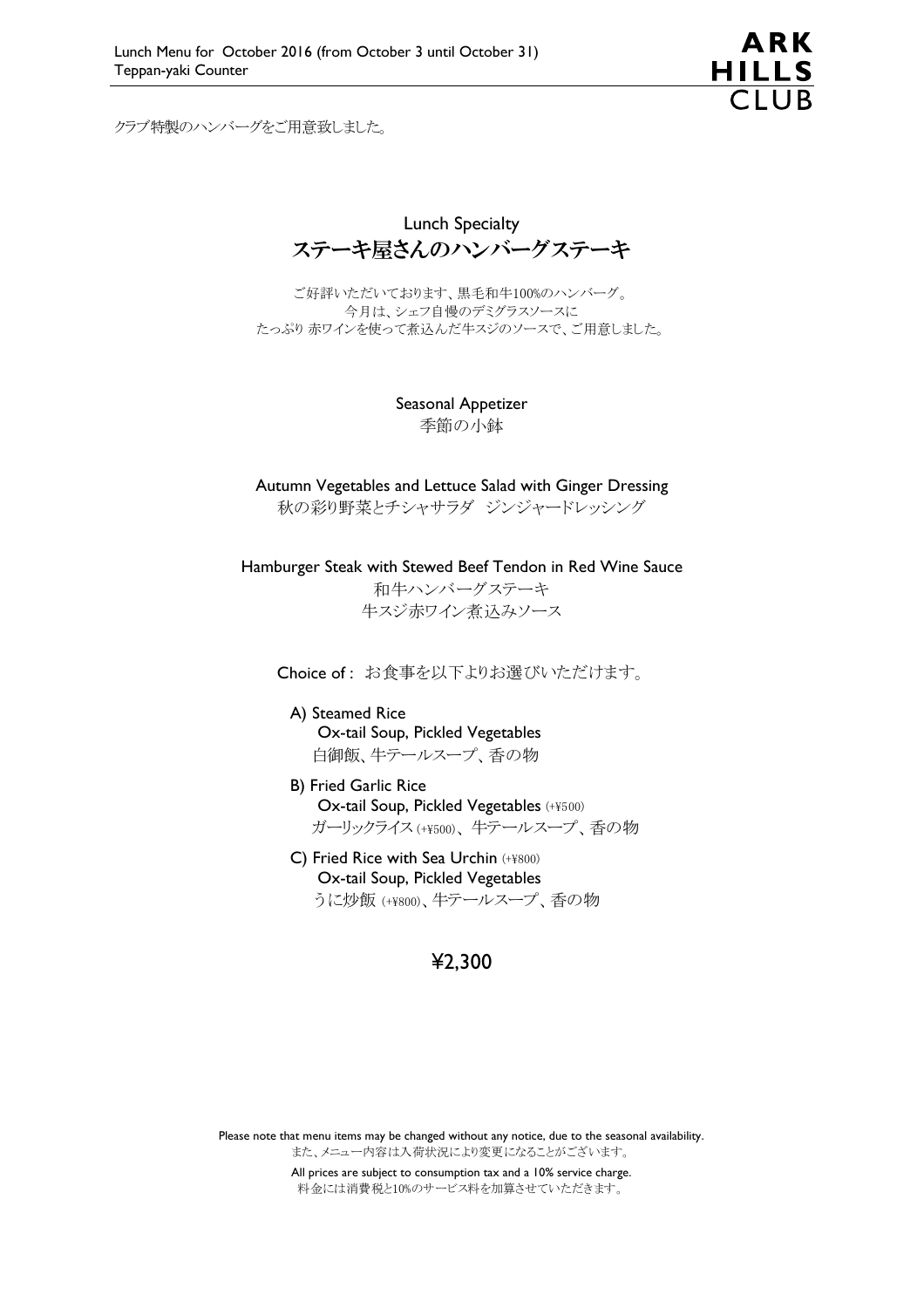Lunch Menu for October 2016 (from October 3 until October 31)
Teppan-yaki Counter

ARK HILLS CLUB

クラブ特製のハンバーグをご用意致しました。

## Lunch Specialty
## ステーキ屋さんのハンバーグステーキ

ご好評いただいております、黒毛和牛100%のハンバーグ。
今月は、シェフ自慢のデミグラスソースに
たっぷり 赤ワインを使って煮込んだ牛スジのソースで、ご用意しました。

Seasonal Appetizer
季節の小鉢

Autumn Vegetables and Lettuce Salad with Ginger Dressing
秋の彩り野菜とチシャサラダ　ジンジャードレッシング

Hamburger Steak with Stewed Beef Tendon in Red Wine Sauce
和牛ハンバーグステーキ
牛スジ赤ワイン煮込みソース

Choice of : お食事を以下よりお選びいただけます。

A) Steamed Rice
Ox-tail Soup, Pickled Vegetables
白御飯、牛テールスープ、香の物

B) Fried Garlic Rice
Ox-tail Soup, Pickled Vegetables (+¥500)
ガーリックライス (+¥500)、牛テールスープ、香の物

C) Fried Rice with Sea Urchin (+¥800)
Ox-tail Soup, Pickled Vegetables
うに炒飯 (+¥800)、牛テールスープ、香の物

¥2,300

Please note that menu items may be changed without any notice, due to the seasonal availability.
また、メニュー内容は入荷状況により変更になることがございます。

All prices are subject to consumption tax and a 10% service charge.
料金には消費税と10%のサービス料を加算させていただきます。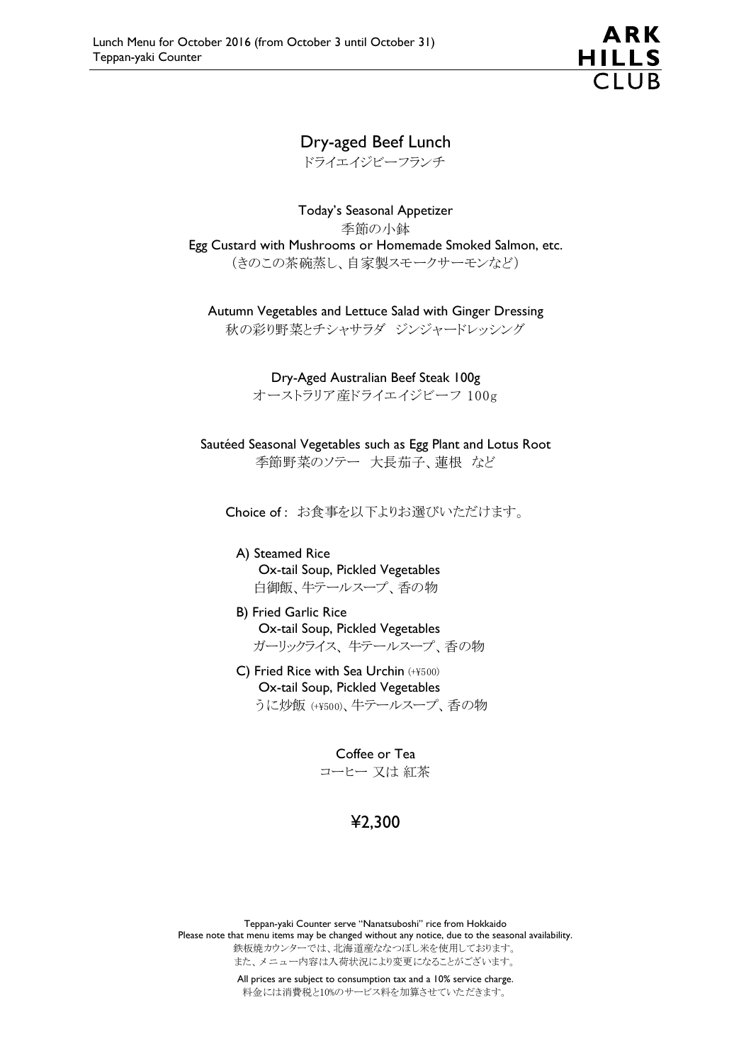Lunch Menu for October 2016 (from October 3 until October 31)
Teppan-yaki Counter

ARK HILLS CLUB

# Dry-aged Beef Lunch

ドライエイジビーフランチ

Today's Seasonal Appetizer
季節の小鉢
Egg Custard with Mushrooms or Homemade Smoked Salmon, etc.
(きのこの茶碗蒸し、自家製スモークサーモンなど)

Autumn Vegetables and Lettuce Salad with Ginger Dressing
秋の彩り野菜とチシャサラダ　ジンジャードレッシング

Dry-Aged Australian Beef Steak 100g
オーストラリア産ドライエイジビーフ 100g

Sautéed Seasonal Vegetables such as Egg Plant and Lotus Root
季節野菜のソテー　大長茄子、蓮根　など

Choice of : お食事を以下よりお選びいただけます。

A) Steamed Rice
Ox-tail Soup, Pickled Vegetables
白御飯、牛テールスープ、香の物

B) Fried Garlic Rice
Ox-tail Soup, Pickled Vegetables
ガーリックライス、牛テールスープ、香の物

C) Fried Rice with Sea Urchin (+¥500)
Ox-tail Soup, Pickled Vegetables
うに炒飯 (+¥500)、牛テールスープ、香の物

Coffee or Tea
コーヒー 又は 紅茶

## ¥2,300

Teppan-yaki Counter serve "Nanatsuboshi" rice from Hokkaido
Please note that menu items may be changed without any notice, due to the seasonal availability.
鉄板焼カウンターでは、北海道産ななつぼし米を使用しております。
また、メニュー内容は入荷状況により変更になることがございます。

All prices are subject to consumption tax and a 10% service charge.
料金には消費税と10%のサービス料を加算させていただきます。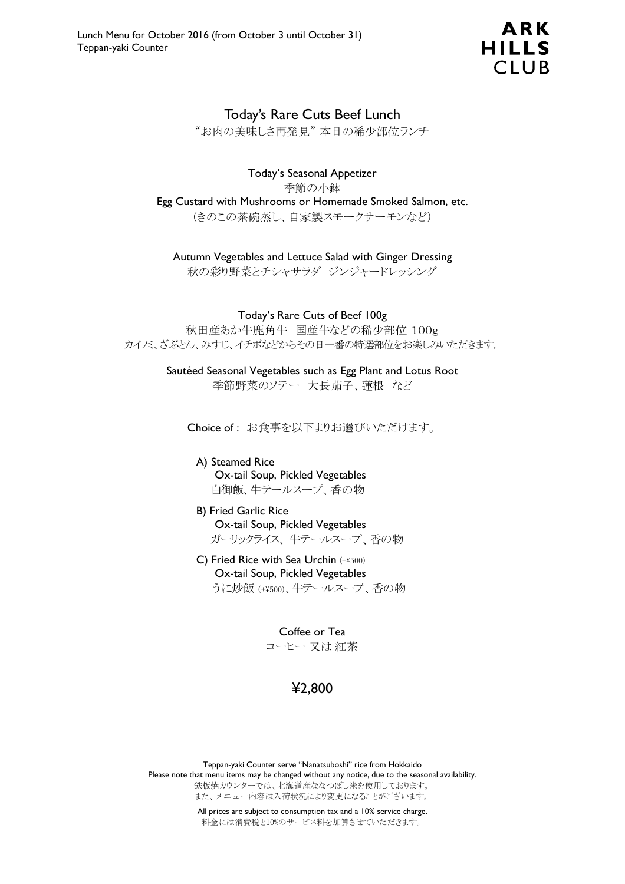# Today's Rare Cuts Beef Lunch

"お肉の美味しさ再発見" 本日の稀少部位ランチ

Today's Seasonal Appetizer
季節の小鉢
Egg Custard with Mushrooms or Homemade Smoked Salmon, etc.
（きのこの茶碗蒸し、自家製スモークサーモンなど）

Autumn Vegetables and Lettuce Salad with Ginger Dressing
秋の彩り野菜とチシャサラダ　ジンジャードレッシング

Today's Rare Cuts of Beef 100g
秋田産あか牛鹿角牛　国産牛などの稀少部位 100g
カイノミ、ざぶとん、みすじ、イチボなどからその日一番の特選部位をお楽しみいただきます。

Sautéed Seasonal Vegetables such as Egg Plant and Lotus Root
季節野菜のソテー　大長茄子、蓮根　など

Choice of : お食事を以下よりお選びいただけます。

A) Steamed Rice
Ox-tail Soup, Pickled Vegetables
白御飯、牛テールスープ、香の物

B) Fried Garlic Rice
Ox-tail Soup, Pickled Vegetables
ガーリックライス、牛テールスープ、香の物

C) Fried Rice with Sea Urchin (+¥500)
Ox-tail Soup, Pickled Vegetables
うに炒飯 (+¥500)、牛テールスープ、香の物

Coffee or Tea
コーヒー 又は 紅茶

## ¥2,800

Teppan-yaki Counter serve "Nanatsuboshi" rice from Hokkaido
Please note that menu items may be changed without any notice, due to the seasonal availability.
鉄板焼カウンターでは、北海道産ななつぼし米を使用しております。
また、メニュー内容は入荷状況により変更になることがございます。

All prices are subject to consumption tax and a 10% service charge.
料金には消費税と10%のサービス料を加算させていただきます。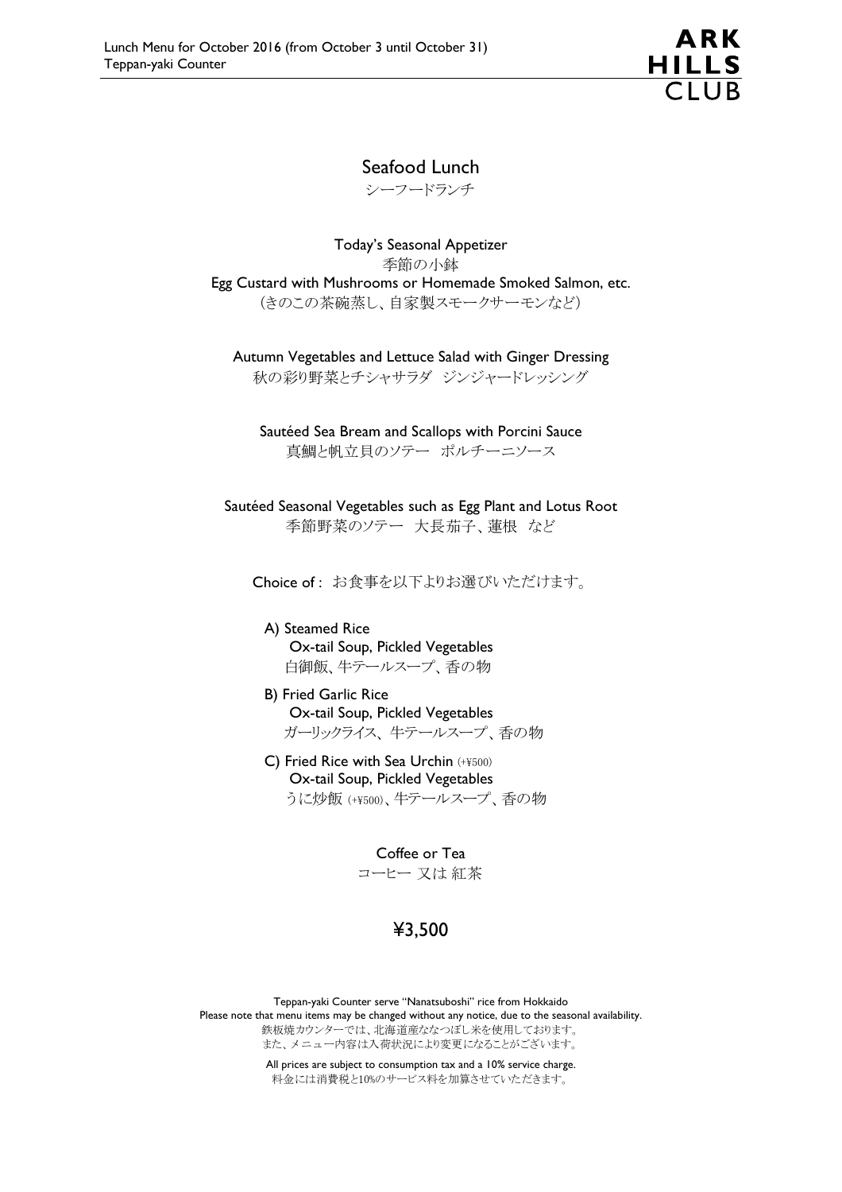# Seafood Lunch

シーフードランチ

Today's Seasonal Appetizer
季節の小鉢
Egg Custard with Mushrooms or Homemade Smoked Salmon, etc.
(きのこの茶碗蒸し、自家製スモークサーモンなど)

Autumn Vegetables and Lettuce Salad with Ginger Dressing
秋の彩り野菜とチシャサラダ　ジンジャードレッシング

Sautéed Sea Bream and Scallops with Porcini Sauce
真鯛と帆立貝のソテー　ポルチーニソース

Sautéed Seasonal Vegetables such as Egg Plant and Lotus Root
季節野菜のソテー　大長茄子、蓮根　など

Choice of : お食事を以下よりお選びいただけます。

A) Steamed Rice
Ox-tail Soup, Pickled Vegetables
白御飯、牛テールスープ、香の物

B) Fried Garlic Rice
Ox-tail Soup, Pickled Vegetables
ガーリックライス、牛テールスープ、香の物

C) Fried Rice with Sea Urchin (+¥500)
Ox-tail Soup, Pickled Vegetables
うに炒飯 (+¥500)、牛テールスープ、香の物

Coffee or Tea
コーヒー 又は 紅茶

## ¥3,500

Teppan-yaki Counter serve "Nanatsuboshi" rice from Hokkaido
Please note that menu items may be changed without any notice, due to the seasonal availability.
鉄板焼カウンターでは、北海道産ななつぼし米を使用しております。
また、メニュー内容は入荷状況により変更になることがございます。

All prices are subject to consumption tax and a 10% service charge.
料金には消費税と10%のサービス料を加算させていただきます。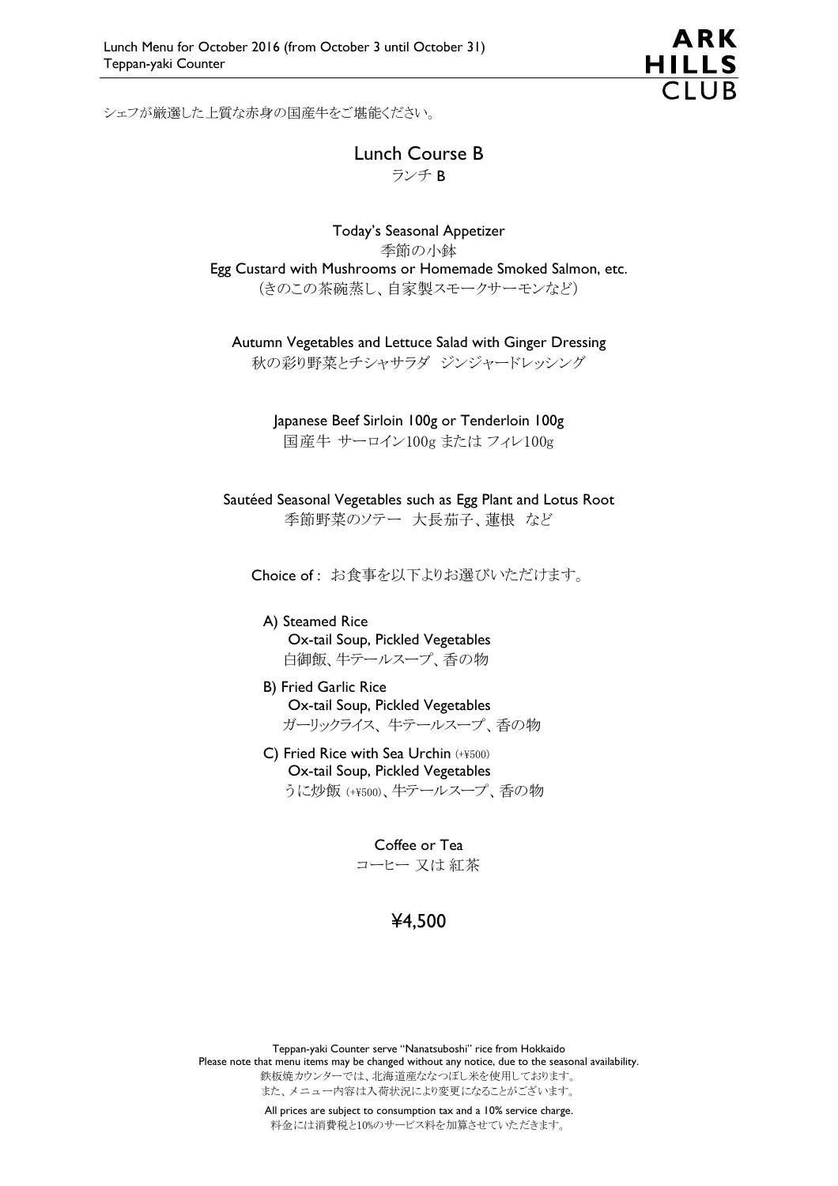シェフが厳選した上質な赤身の国産牛をご堪能ください。

## Lunch Course B
ランチ B

Today's Seasonal Appetizer
季節の小鉢
Egg Custard with Mushrooms or Homemade Smoked Salmon, etc.
（きのこの茶碗蒸し、自家製スモークサーモンなど）

Autumn Vegetables and Lettuce Salad with Ginger Dressing
秋の彩り野菜とチシャサラダ　ジンジャードレッシング

Japanese Beef Sirloin 100g or Tenderloin 100g
国産牛 サーロイン100g または フィレ100g

Sautéed Seasonal Vegetables such as Egg Plant and Lotus Root
季節野菜のソテー　大長茄子、蓮根　など

Choice of : お食事を以下よりお選びいただけます。

A) Steamed Rice
 Ox-tail Soup, Pickled Vegetables
 白御飯、牛テールスープ、香の物

B) Fried Garlic Rice
 Ox-tail Soup, Pickled Vegetables
 ガーリックライス、牛テールスープ、香の物

C) Fried Rice with Sea Urchin (+¥500)
 Ox-tail Soup, Pickled Vegetables
 うに炒飯 (+¥500)、牛テールスープ、香の物

Coffee or Tea
コーヒー 又は 紅茶

**¥4,500**

Teppan-yaki Counter serve "Nanatsuboshi" rice from Hokkaido
Please note that menu items may be changed without any notice, due to the seasonal availability.
鉄板焼カウンターでは、北海道産ななつぼし米を使用しております。
また、メニュー内容は入荷状況により変更になることがございます。

All prices are subject to consumption tax and a 10% service charge.
料金には消費税と10%のサービス料を加算させていただきます。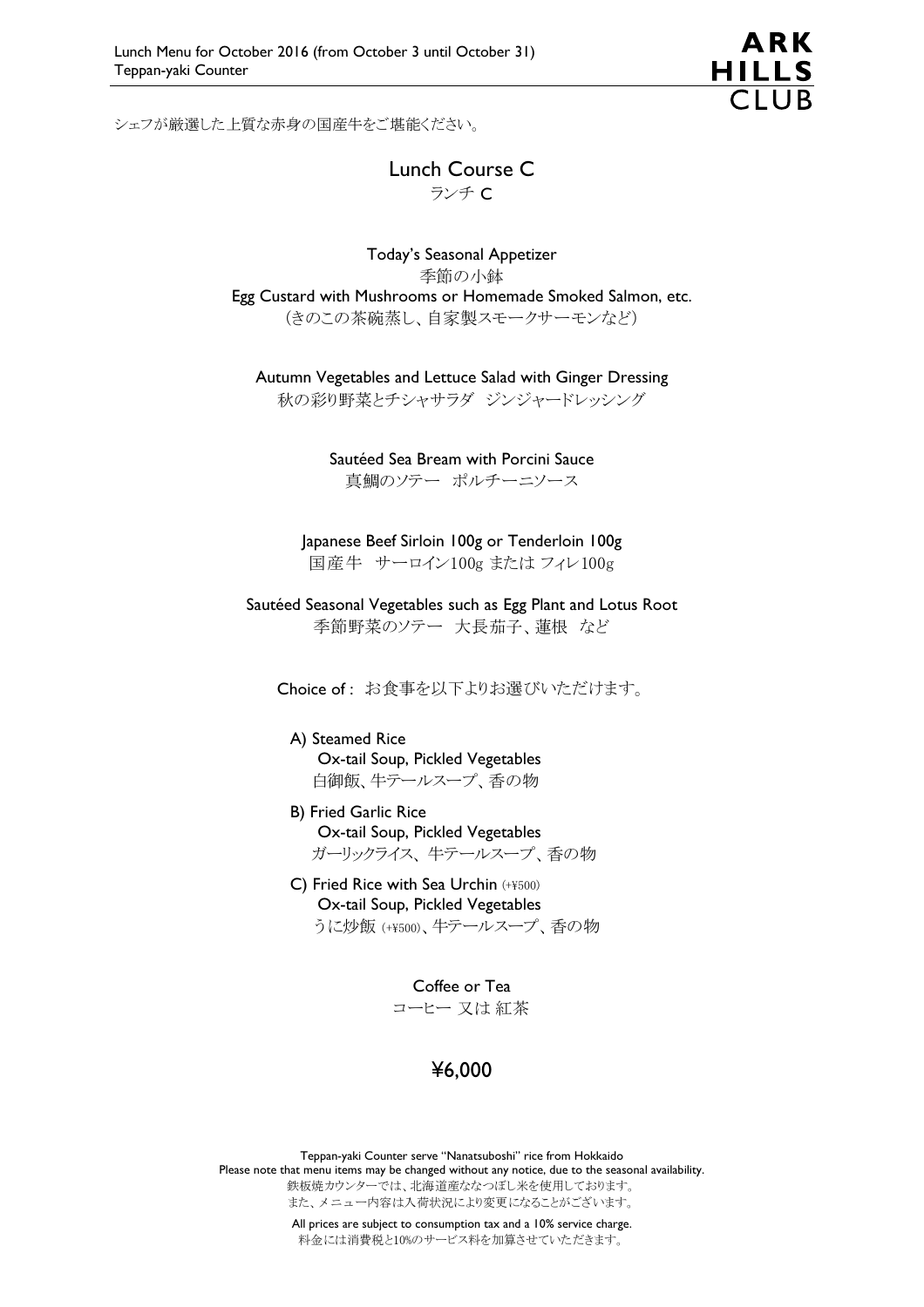シェフが厳選した上質な赤身の国産牛をご堪能ください。

## Lunch Course C
ランチ C

Today's Seasonal Appetizer
季節の小鉢
Egg Custard with Mushrooms or Homemade Smoked Salmon, etc.
（きのこの茶碗蒸し、自家製スモークサーモンなど）

Autumn Vegetables and Lettuce Salad with Ginger Dressing
秋の彩り野菜とチシャサラダ　ジンジャードレッシング

Sautéed Sea Bream with Porcini Sauce
真鯛のソテー　ポルチーニソース

Japanese Beef Sirloin 100g or Tenderloin 100g
国産牛　サーロイン100g または フィレ100g

Sautéed Seasonal Vegetables such as Egg Plant and Lotus Root
季節野菜のソテー　大長茄子、蓮根　など

Choice of : お食事を以下よりお選びいただけます。

A) Steamed Rice
Ox-tail Soup, Pickled Vegetables
白御飯、牛テールスープ、香の物

B) Fried Garlic Rice
Ox-tail Soup, Pickled Vegetables
ガーリックライス、牛テールスープ、香の物

C) Fried Rice with Sea Urchin (+¥500)
Ox-tail Soup, Pickled Vegetables
うに炒飯 (+¥500)、牛テールスープ、香の物

Coffee or Tea
コーヒー 又は 紅茶

**¥6,000**

Teppan-yaki Counter serve "Nanatsuboshi" rice from Hokkaido
Please note that menu items may be changed without any notice, due to the seasonal availability.
鉄板焼カウンターでは、北海道産ななつぼし米を使用しております。
また、メニュー内容は入荷状況により変更になることがございます。

All prices are subject to consumption tax and a 10% service charge.
料金には消費税と10%のサービス料を加算させていただきます。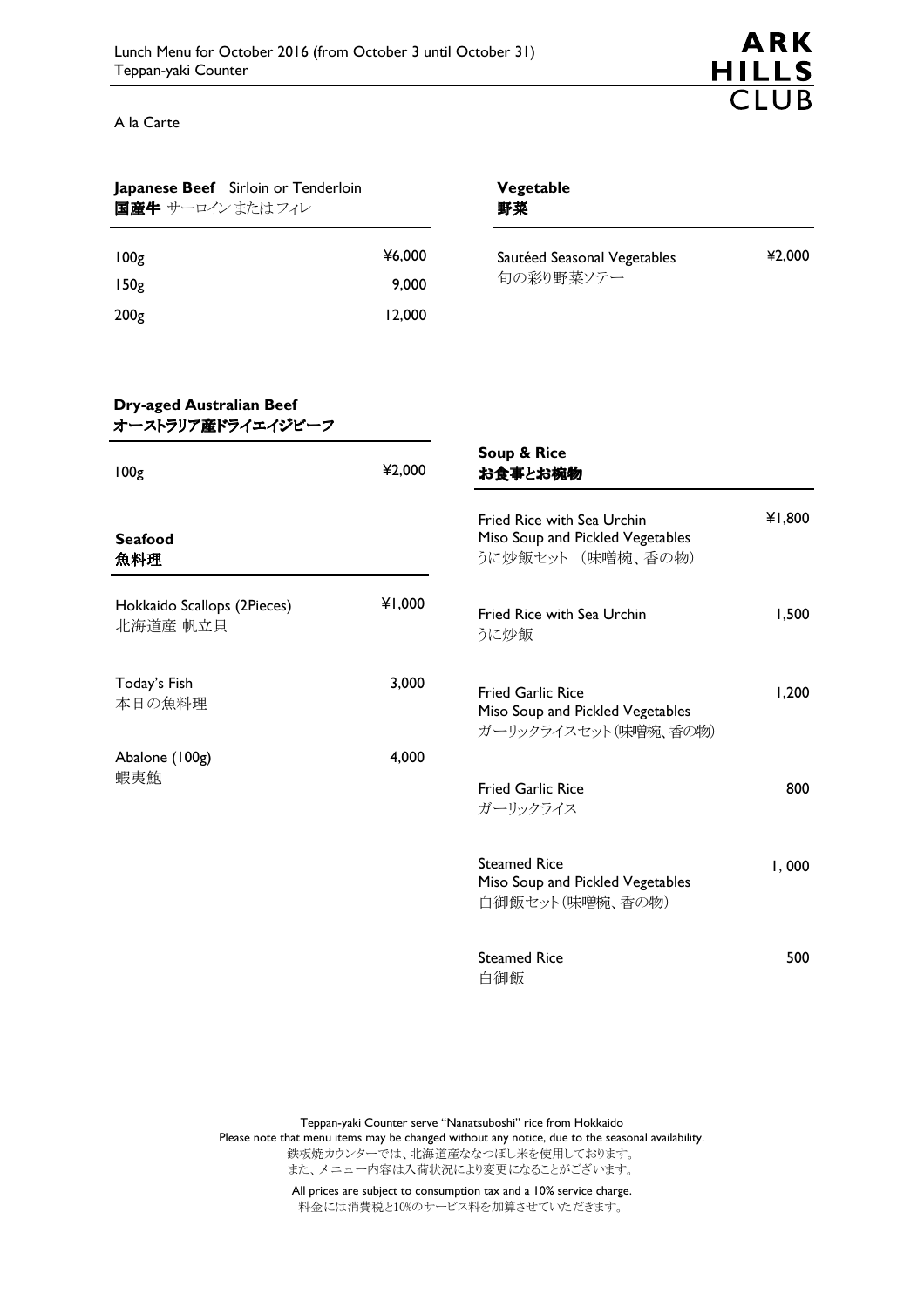Lunch Menu for October 2016 (from October 3 until October 31)
Teppan-yaki Counter

ARK HILLS CLUB

A la Carte

## **Japanese Beef** Sirloin or Tenderloin
**国産牛** サーロイン またはフィレ

| | |
|---|---|
| 100g | ¥6,000 |
| 150g | 9,000 |
| 200g | 12,000 |

## **Dry-aged Australian Beef**
**オーストラリア産ドライエイジビーフ**

| | |
|---|---|
| 100g | ¥2,000 |

## **Seafood**
**魚料理**

| | |
|---|---|
| Hokkaido Scallops (2Pieces)<br>北海道産 帆立貝 | ¥1,000 |
| Today's Fish<br>本日の魚料理 | 3,000 |
| Abalone (100g)<br>蝦夷鮑 | 4,000 |

## **Vegetable**
**野菜**

| | |
|---|---|
| Sautéed Seasonal Vegetables<br>旬の彩り野菜ソテー | ¥2,000 |

## **Soup & Rice**
**お食事とお椀物**

| | |
|---|---|
| Fried Rice with Sea Urchin<br>Miso Soup and Pickled Vegetables<br>うに炒飯セット （味噌椀、香の物） | ¥1,800 |
| Fried Rice with Sea Urchin<br>うに炒飯 | 1,500 |
| Fried Garlic Rice<br>Miso Soup and Pickled Vegetables<br>ガーリックライスセット(味噌椀、香の物) | 1,200 |
| Fried Garlic Rice<br>ガーリックライス | 800 |
| Steamed Rice<br>Miso Soup and Pickled Vegetables<br>白御飯セット(味噌椀、香の物) | 1, 000 |
| Steamed Rice<br>白御飯 | 500 |

Teppan-yaki Counter serve "Nanatsuboshi" rice from Hokkaido
Please note that menu items may be changed without any notice, due to the seasonal availability.
鉄板焼カウンターでは、北海道産ななつぼし米を使用しております。
また、メニュー内容は入荷状況により変更になることがございます。

All prices are subject to consumption tax and a 10% service charge.
料金には消費税と10%のサービス料を加算させていただきます。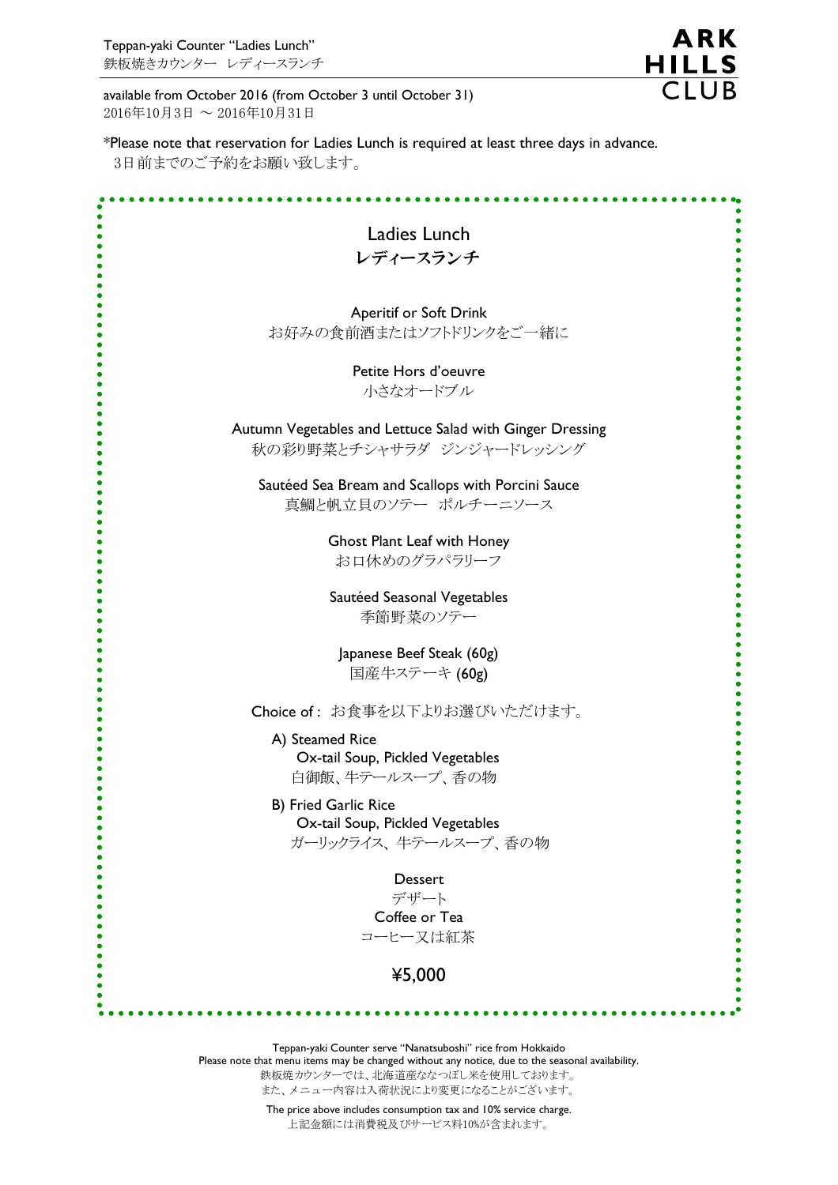Teppan-yaki Counter "Ladies Lunch"
鉄板焼きカウンター　レディースランチ

ARK HILLS CLUB

available from October 2016 (from October 3 until October 31)
2016年10月3日 ～ 2016年10月31日

*Please note that reservation for Ladies Lunch is required at least three days in advance.
3日前までのご予約をお願い致します。

## Ladies Lunch
## レディースランチ

Aperitif or Soft Drink
お好みの食前酒またはソフトドリンクをご一緒に

Petite Hors d'oeuvre
小さなオードブル

Autumn Vegetables and Lettuce Salad with Ginger Dressing
秋の彩り野菜とチシャサラダ　ジンジャードレッシング

Sautéed Sea Bream and Scallops with Porcini Sauce
真鯛と帆立貝のソテー　ポルチーニソース

Ghost Plant Leaf with Honey
お口休めのグラパラリーフ

Sautéed Seasonal Vegetables
季節野菜のソテー

Japanese Beef Steak (60g)
国産牛ステーキ (60g)

Choice of : お食事を以下よりお選びいただけます。

A) Steamed Rice
Ox-tail Soup, Pickled Vegetables
白御飯、牛テールスープ、香の物

B) Fried Garlic Rice
Ox-tail Soup, Pickled Vegetables
ガーリックライス、牛テールスープ、香の物

Dessert
デザート
Coffee or Tea
コーヒー又は紅茶

**¥5,000**

Teppan-yaki Counter serve "Nanatsuboshi" rice from Hokkaido
Please note that menu items may be changed without any notice, due to the seasonal availability.
鉄板焼カウンターでは、北海道産ななつぼし米を使用しております。
また、メニュー内容は入荷状況により変更になることがございます。

The price above includes consumption tax and 10% service charge.
上記金額には消費税及びサービス料10%が含まれます。